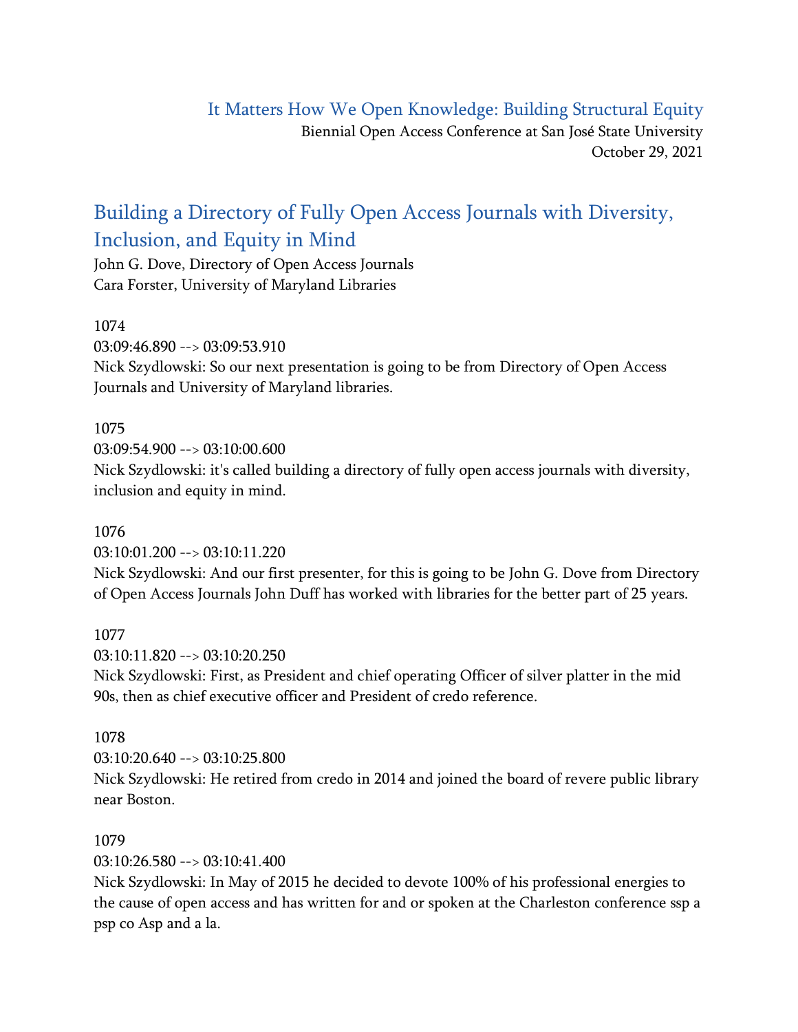# It Matters How We Open Knowledge: Building Structural Equity

Biennial Open Access Conference at San José State University
October 29, 2021

## Building a Directory of Fully Open Access Journals with Diversity, Inclusion, and Equity in Mind

John G. Dove, Directory of Open Access Journals
Cara Forster, University of Maryland Libraries

1074
03:09:46.890 --> 03:09:53.910
Nick Szydlowski: So our next presentation is going to be from Directory of Open Access Journals and University of Maryland libraries.

1075
03:09:54.900 --> 03:10:00.600
Nick Szydlowski: it's called building a directory of fully open access journals with diversity, inclusion and equity in mind.

1076
03:10:01.200 --> 03:10:11.220
Nick Szydlowski: And our first presenter, for this is going to be John G. Dove from Directory of Open Access Journals John Duff has worked with libraries for the better part of 25 years.

1077
03:10:11.820 --> 03:10:20.250
Nick Szydlowski: First, as President and chief operating Officer of silver platter in the mid 90s, then as chief executive officer and President of credo reference.

1078
03:10:20.640 --> 03:10:25.800
Nick Szydlowski: He retired from credo in 2014 and joined the board of revere public library near Boston.

1079
03:10:26.580 --> 03:10:41.400
Nick Szydlowski: In May of 2015 he decided to devote 100% of his professional energies to the cause of open access and has written for and or spoken at the Charleston conference ssp a psp co Asp and a la.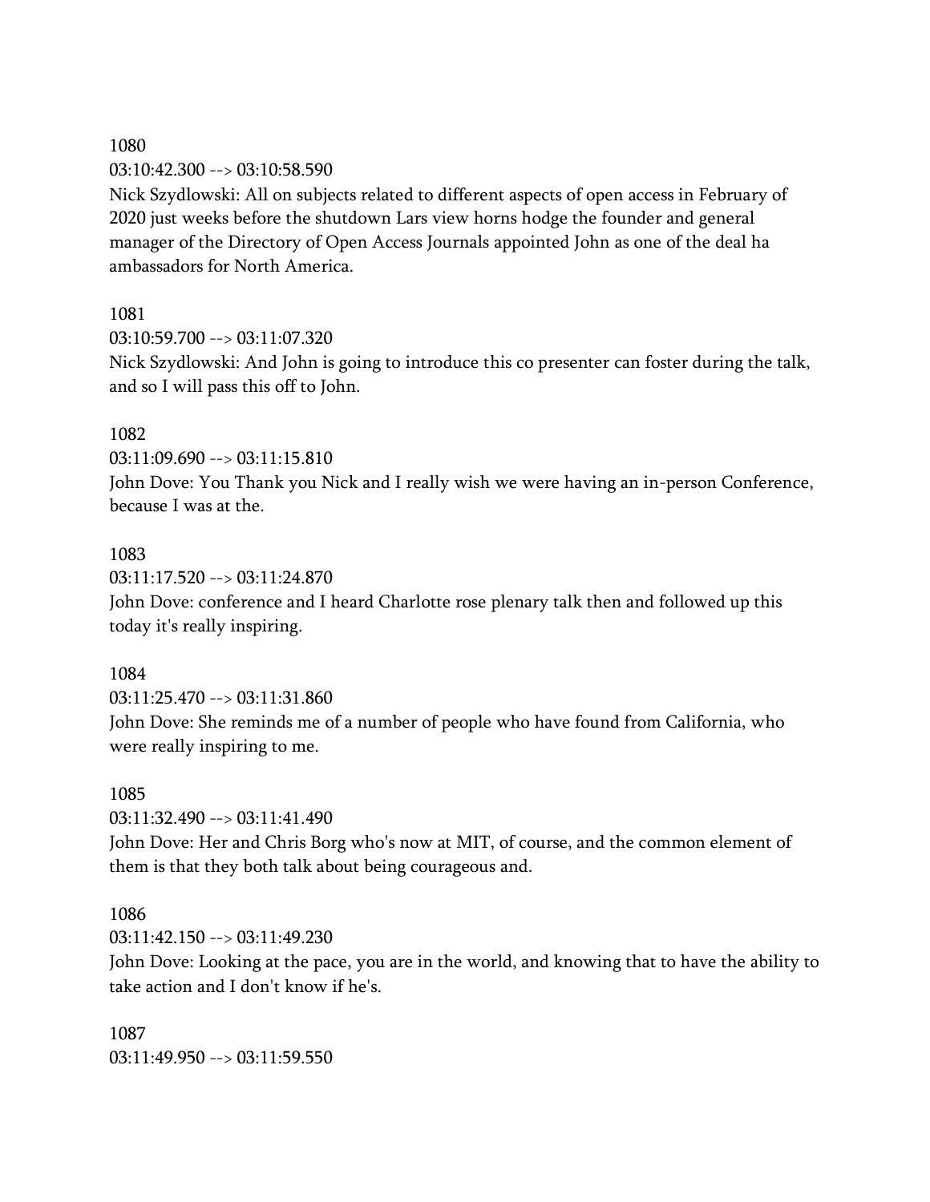1080

03:10:42.300 --> 03:10:58.590

Nick Szydlowski: All on subjects related to different aspects of open access in February of 2020 just weeks before the shutdown Lars view horns hodge the founder and general manager of the Directory of Open Access Journals appointed John as one of the deal ha ambassadors for North America.

1081

03:10:59.700 --> 03:11:07.320

Nick Szydlowski: And John is going to introduce this co presenter can foster during the talk, and so I will pass this off to John.

1082

03:11:09.690 --> 03:11:15.810

John Dove: You Thank you Nick and I really wish we were having an in-person Conference, because I was at the.

1083

03:11:17.520 --> 03:11:24.870

John Dove: conference and I heard Charlotte rose plenary talk then and followed up this today it's really inspiring.

1084

03:11:25.470 --> 03:11:31.860

John Dove: She reminds me of a number of people who have found from California, who were really inspiring to me.

1085

03:11:32.490 --> 03:11:41.490

John Dove: Her and Chris Borg who's now at MIT, of course, and the common element of them is that they both talk about being courageous and.

1086

03:11:42.150 --> 03:11:49.230

John Dove: Looking at the pace, you are in the world, and knowing that to have the ability to take action and I don't know if he's.

1087

03:11:49.950 --> 03:11:59.550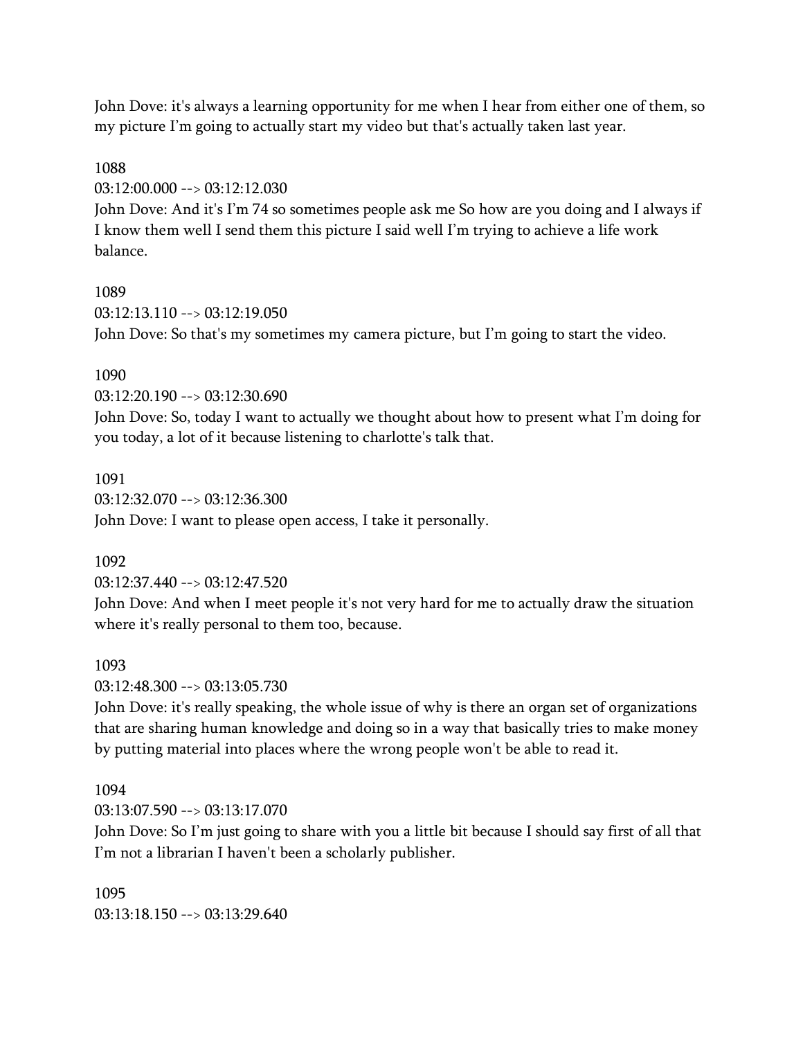John Dove: it's always a learning opportunity for me when I hear from either one of them, so my picture I'm going to actually start my video but that's actually taken last year.

1088
03:12:00.000 --> 03:12:12.030
John Dove: And it's I'm 74 so sometimes people ask me So how are you doing and I always if I know them well I send them this picture I said well I'm trying to achieve a life work balance.

1089
03:12:13.110 --> 03:12:19.050
John Dove: So that's my sometimes my camera picture, but I'm going to start the video.

1090
03:12:20.190 --> 03:12:30.690
John Dove: So, today I want to actually we thought about how to present what I'm doing for you today, a lot of it because listening to charlotte's talk that.

1091
03:12:32.070 --> 03:12:36.300
John Dove: I want to please open access, I take it personally.

1092
03:12:37.440 --> 03:12:47.520
John Dove: And when I meet people it's not very hard for me to actually draw the situation where it's really personal to them too, because.

1093
03:12:48.300 --> 03:13:05.730
John Dove: it's really speaking, the whole issue of why is there an organ set of organizations that are sharing human knowledge and doing so in a way that basically tries to make money by putting material into places where the wrong people won't be able to read it.

1094
03:13:07.590 --> 03:13:17.070
John Dove: So I'm just going to share with you a little bit because I should say first of all that I'm not a librarian I haven't been a scholarly publisher.

1095
03:13:18.150 --> 03:13:29.640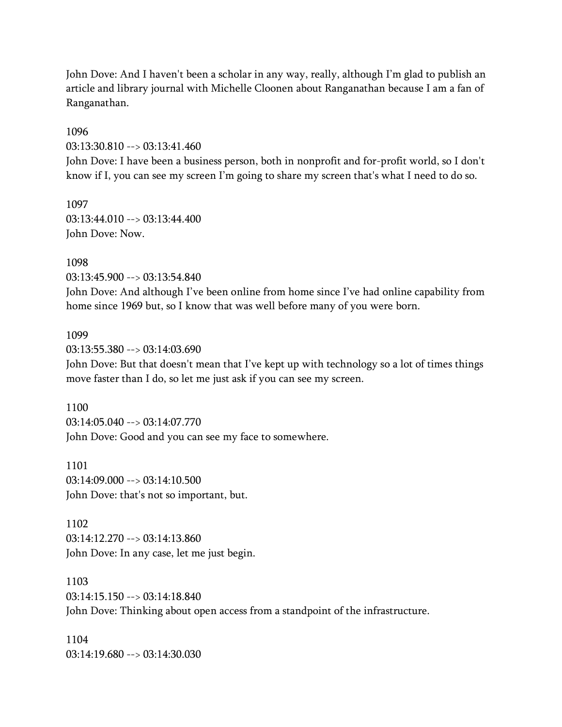John Dove: And I haven't been a scholar in any way, really, although I'm glad to publish an article and library journal with Michelle Cloonen about Ranganathan because I am a fan of Ranganathan.

1096
03:13:30.810 --> 03:13:41.460
John Dove: I have been a business person, both in nonprofit and for-profit world, so I don't know if I, you can see my screen I'm going to share my screen that's what I need to do so.

1097
03:13:44.010 --> 03:13:44.400
John Dove: Now.

1098
03:13:45.900 --> 03:13:54.840
John Dove: And although I've been online from home since I've had online capability from home since 1969 but, so I know that was well before many of you were born.

1099
03:13:55.380 --> 03:14:03.690
John Dove: But that doesn't mean that I've kept up with technology so a lot of times things move faster than I do, so let me just ask if you can see my screen.

1100
03:14:05.040 --> 03:14:07.770
John Dove: Good and you can see my face to somewhere.

1101
03:14:09.000 --> 03:14:10.500
John Dove: that's not so important, but.

1102
03:14:12.270 --> 03:14:13.860
John Dove: In any case, let me just begin.

1103
03:14:15.150 --> 03:14:18.840
John Dove: Thinking about open access from a standpoint of the infrastructure.

1104
03:14:19.680 --> 03:14:30.030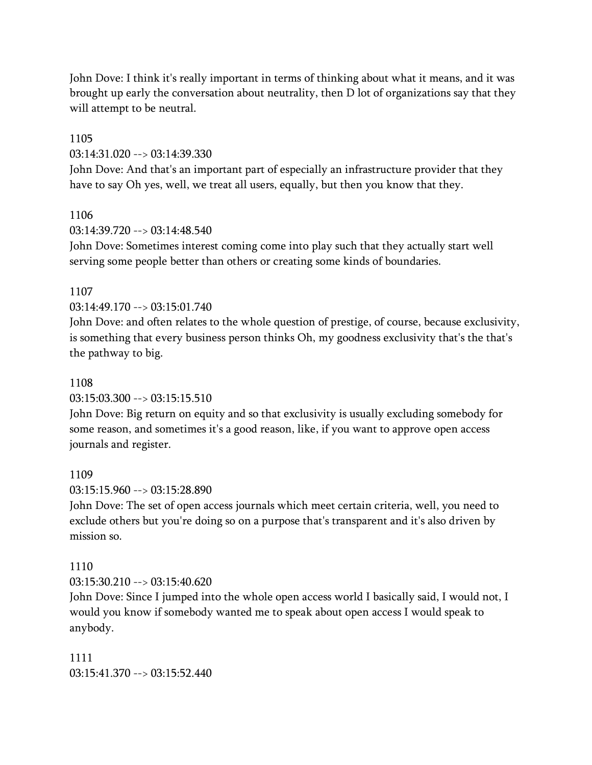John Dove: I think it's really important in terms of thinking about what it means, and it was brought up early the conversation about neutrality, then D lot of organizations say that they will attempt to be neutral.

1105

03:14:31.020 --> 03:14:39.330

John Dove: And that's an important part of especially an infrastructure provider that they have to say Oh yes, well, we treat all users, equally, but then you know that they.

1106

03:14:39.720 --> 03:14:48.540

John Dove: Sometimes interest coming come into play such that they actually start well serving some people better than others or creating some kinds of boundaries.

1107

03:14:49.170 --> 03:15:01.740

John Dove: and often relates to the whole question of prestige, of course, because exclusivity, is something that every business person thinks Oh, my goodness exclusivity that's the that's the pathway to big.

1108

03:15:03.300 --> 03:15:15.510

John Dove: Big return on equity and so that exclusivity is usually excluding somebody for some reason, and sometimes it's a good reason, like, if you want to approve open access journals and register.

1109

03:15:15.960 --> 03:15:28.890

John Dove: The set of open access journals which meet certain criteria, well, you need to exclude others but you're doing so on a purpose that's transparent and it's also driven by mission so.

1110

03:15:30.210 --> 03:15:40.620

John Dove: Since I jumped into the whole open access world I basically said, I would not, I would you know if somebody wanted me to speak about open access I would speak to anybody.

1111

03:15:41.370 --> 03:15:52.440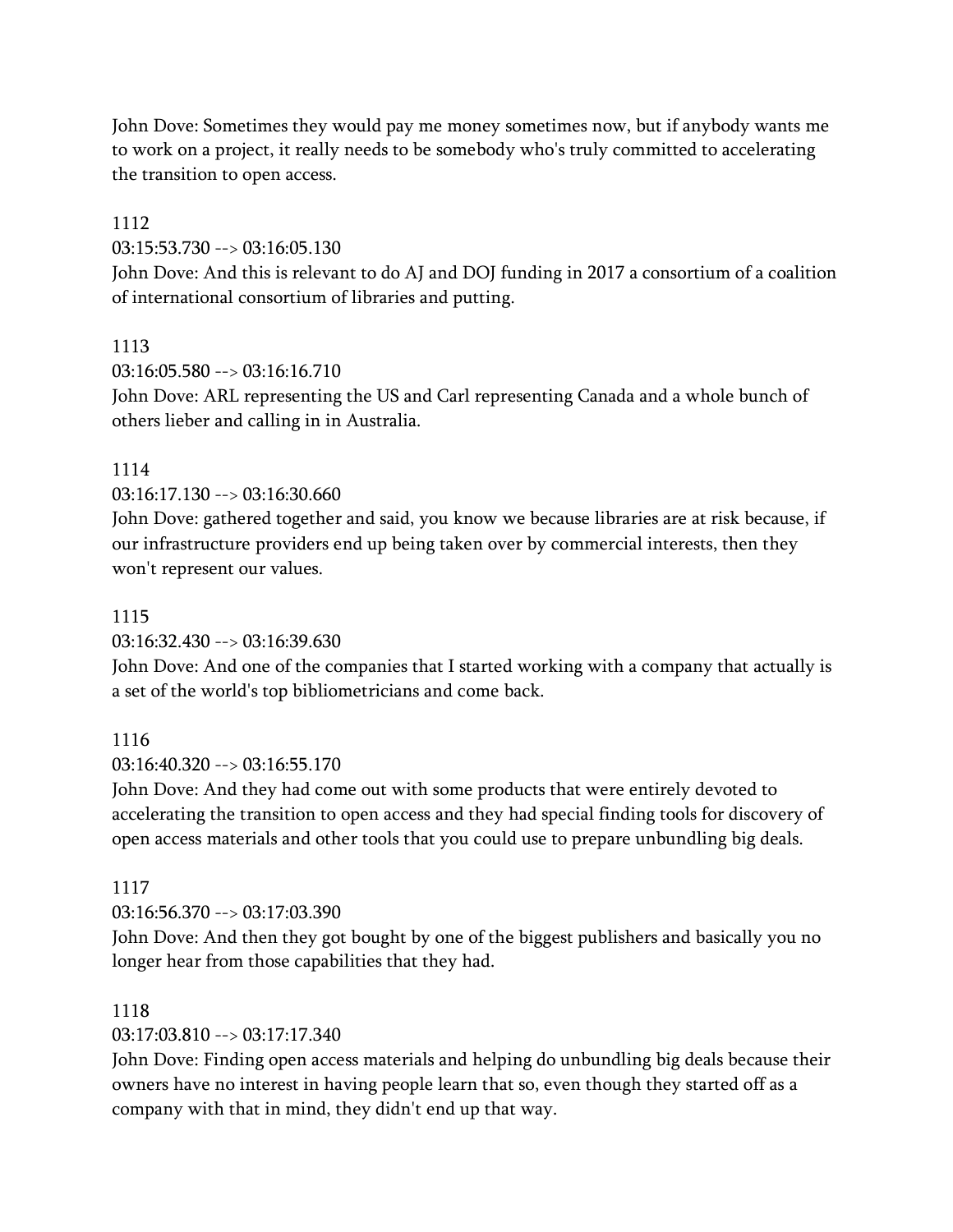John Dove: Sometimes they would pay me money sometimes now, but if anybody wants me to work on a project, it really needs to be somebody who's truly committed to accelerating the transition to open access.

1112
03:15:53.730 --> 03:16:05.130
John Dove: And this is relevant to do AJ and DOJ funding in 2017 a consortium of a coalition of international consortium of libraries and putting.

1113
03:16:05.580 --> 03:16:16.710
John Dove: ARL representing the US and Carl representing Canada and a whole bunch of others lieber and calling in in Australia.

1114
03:16:17.130 --> 03:16:30.660
John Dove: gathered together and said, you know we because libraries are at risk because, if our infrastructure providers end up being taken over by commercial interests, then they won't represent our values.

1115
03:16:32.430 --> 03:16:39.630
John Dove: And one of the companies that I started working with a company that actually is a set of the world's top bibliometricians and come back.

1116
03:16:40.320 --> 03:16:55.170
John Dove: And they had come out with some products that were entirely devoted to accelerating the transition to open access and they had special finding tools for discovery of open access materials and other tools that you could use to prepare unbundling big deals.

1117
03:16:56.370 --> 03:17:03.390
John Dove: And then they got bought by one of the biggest publishers and basically you no longer hear from those capabilities that they had.

1118
03:17:03.810 --> 03:17:17.340
John Dove: Finding open access materials and helping do unbundling big deals because their owners have no interest in having people learn that so, even though they started off as a company with that in mind, they didn't end up that way.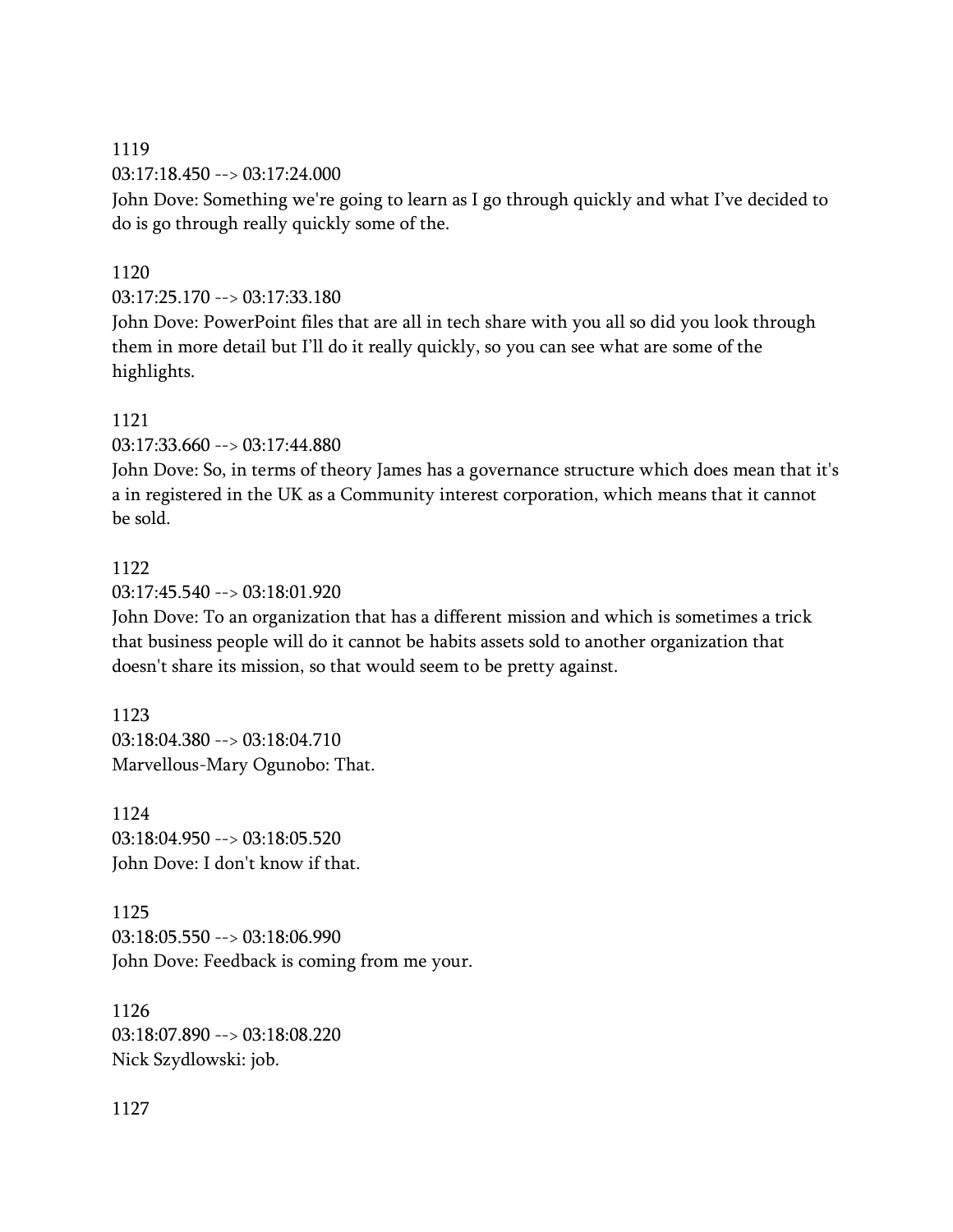1119

03:17:18.450 --> 03:17:24.000

John Dove: Something we're going to learn as I go through quickly and what I've decided to do is go through really quickly some of the.

1120

03:17:25.170 --> 03:17:33.180

John Dove: PowerPoint files that are all in tech share with you all so did you look through them in more detail but I'll do it really quickly, so you can see what are some of the highlights.

1121

03:17:33.660 --> 03:17:44.880

John Dove: So, in terms of theory James has a governance structure which does mean that it's a in registered in the UK as a Community interest corporation, which means that it cannot be sold.

1122

03:17:45.540 --> 03:18:01.920

John Dove: To an organization that has a different mission and which is sometimes a trick that business people will do it cannot be habits assets sold to another organization that doesn't share its mission, so that would seem to be pretty against.

1123

03:18:04.380 --> 03:18:04.710

Marvellous-Mary Ogunobo: That.

1124

03:18:04.950 --> 03:18:05.520

John Dove: I don't know if that.

1125

03:18:05.550 --> 03:18:06.990

John Dove: Feedback is coming from me your.

1126

03:18:07.890 --> 03:18:08.220

Nick Szydlowski: job.

1127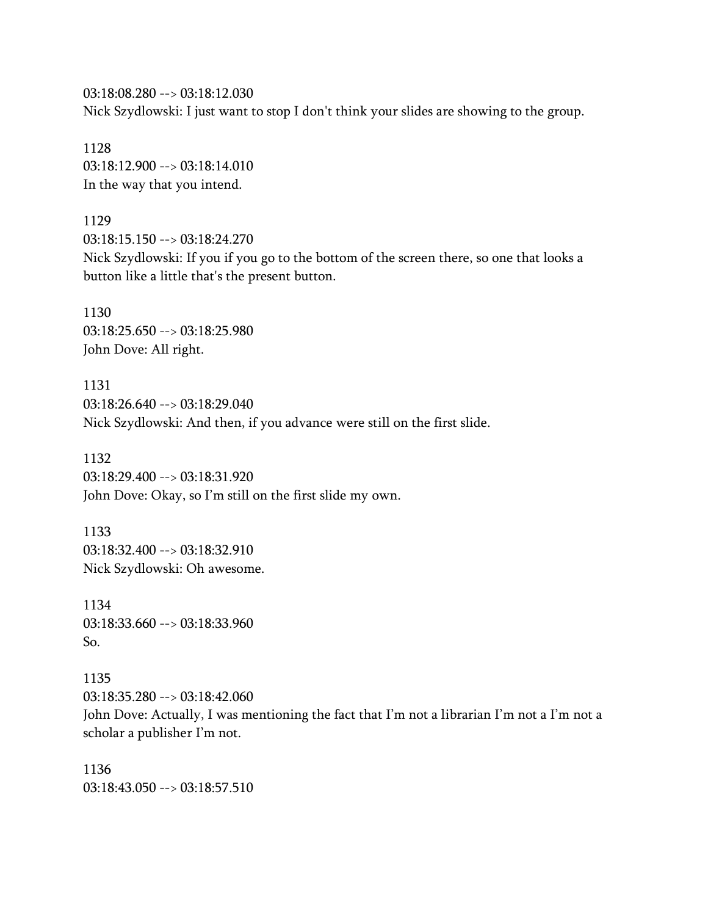03:18:08.280 --> 03:18:12.030
Nick Szydlowski: I just want to stop I don't think your slides are showing to the group.

1128
03:18:12.900 --> 03:18:14.010
In the way that you intend.

1129
03:18:15.150 --> 03:18:24.270
Nick Szydlowski: If you if you go to the bottom of the screen there, so one that looks a button like a little that's the present button.

1130
03:18:25.650 --> 03:18:25.980
John Dove: All right.

1131
03:18:26.640 --> 03:18:29.040
Nick Szydlowski: And then, if you advance were still on the first slide.

1132
03:18:29.400 --> 03:18:31.920
John Dove: Okay, so I'm still on the first slide my own.

1133
03:18:32.400 --> 03:18:32.910
Nick Szydlowski: Oh awesome.

1134
03:18:33.660 --> 03:18:33.960
So.

1135
03:18:35.280 --> 03:18:42.060
John Dove: Actually, I was mentioning the fact that I'm not a librarian I'm not a I'm not a scholar a publisher I'm not.

1136
03:18:43.050 --> 03:18:57.510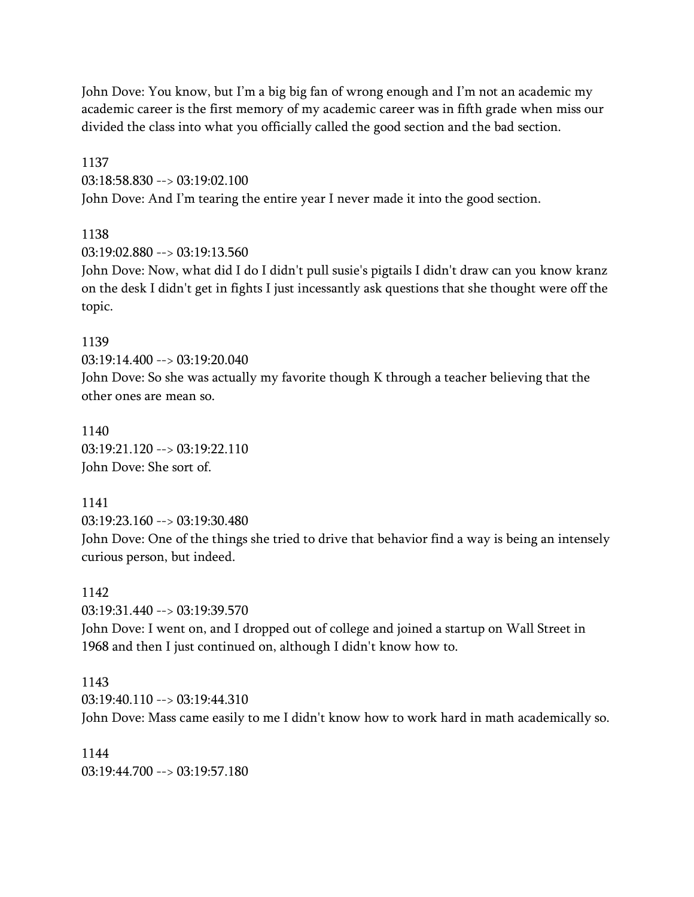John Dove: You know, but I'm a big big fan of wrong enough and I'm not an academic my academic career is the first memory of my academic career was in fifth grade when miss our divided the class into what you officially called the good section and the bad section.

1137
03:18:58.830 --> 03:19:02.100
John Dove: And I'm tearing the entire year I never made it into the good section.

1138
03:19:02.880 --> 03:19:13.560
John Dove: Now, what did I do I didn't pull susie's pigtails I didn't draw can you know kranz on the desk I didn't get in fights I just incessantly ask questions that she thought were off the topic.

1139
03:19:14.400 --> 03:19:20.040
John Dove: So she was actually my favorite though K through a teacher believing that the other ones are mean so.

1140
03:19:21.120 --> 03:19:22.110
John Dove: She sort of.

1141
03:19:23.160 --> 03:19:30.480
John Dove: One of the things she tried to drive that behavior find a way is being an intensely curious person, but indeed.

1142
03:19:31.440 --> 03:19:39.570
John Dove: I went on, and I dropped out of college and joined a startup on Wall Street in 1968 and then I just continued on, although I didn't know how to.

1143
03:19:40.110 --> 03:19:44.310
John Dove: Mass came easily to me I didn't know how to work hard in math academically so.

1144
03:19:44.700 --> 03:19:57.180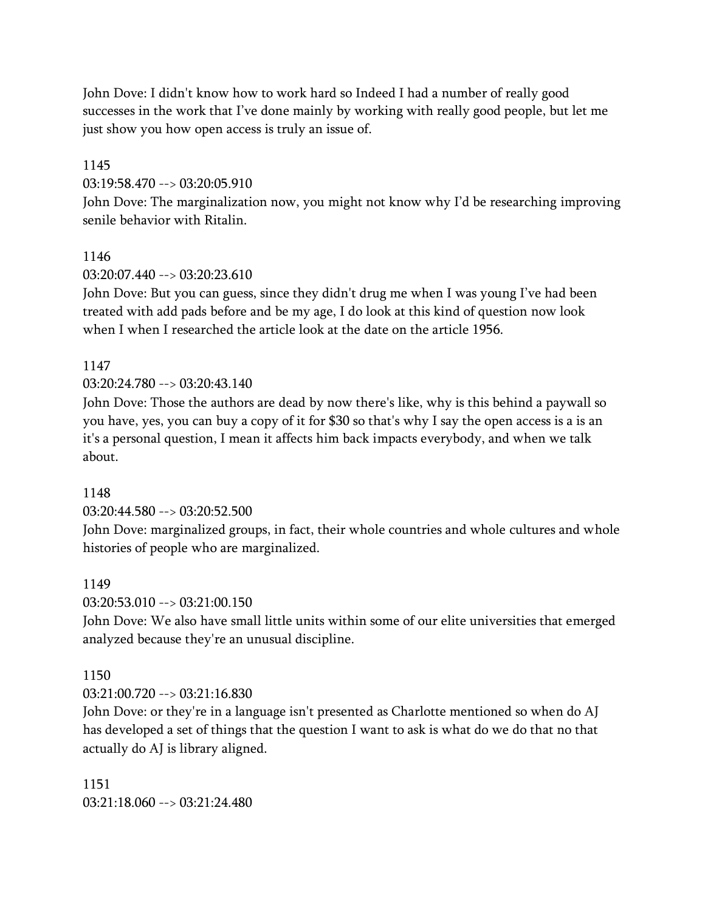John Dove: I didn't know how to work hard so Indeed I had a number of really good successes in the work that I've done mainly by working with really good people, but let me just show you how open access is truly an issue of.

1145
03:19:58.470 --> 03:20:05.910
John Dove: The marginalization now, you might not know why I'd be researching improving senile behavior with Ritalin.

1146
03:20:07.440 --> 03:20:23.610
John Dove: But you can guess, since they didn't drug me when I was young I've had been treated with add pads before and be my age, I do look at this kind of question now look when I when I researched the article look at the date on the article 1956.

1147
03:20:24.780 --> 03:20:43.140
John Dove: Those the authors are dead by now there's like, why is this behind a paywall so you have, yes, you can buy a copy of it for $30 so that's why I say the open access is a is an it's a personal question, I mean it affects him back impacts everybody, and when we talk about.

1148
03:20:44.580 --> 03:20:52.500
John Dove: marginalized groups, in fact, their whole countries and whole cultures and whole histories of people who are marginalized.

1149
03:20:53.010 --> 03:21:00.150
John Dove: We also have small little units within some of our elite universities that emerged analyzed because they're an unusual discipline.

1150
03:21:00.720 --> 03:21:16.830
John Dove: or they're in a language isn't presented as Charlotte mentioned so when do AJ has developed a set of things that the question I want to ask is what do we do that no that actually do AJ is library aligned.

1151
03:21:18.060 --> 03:21:24.480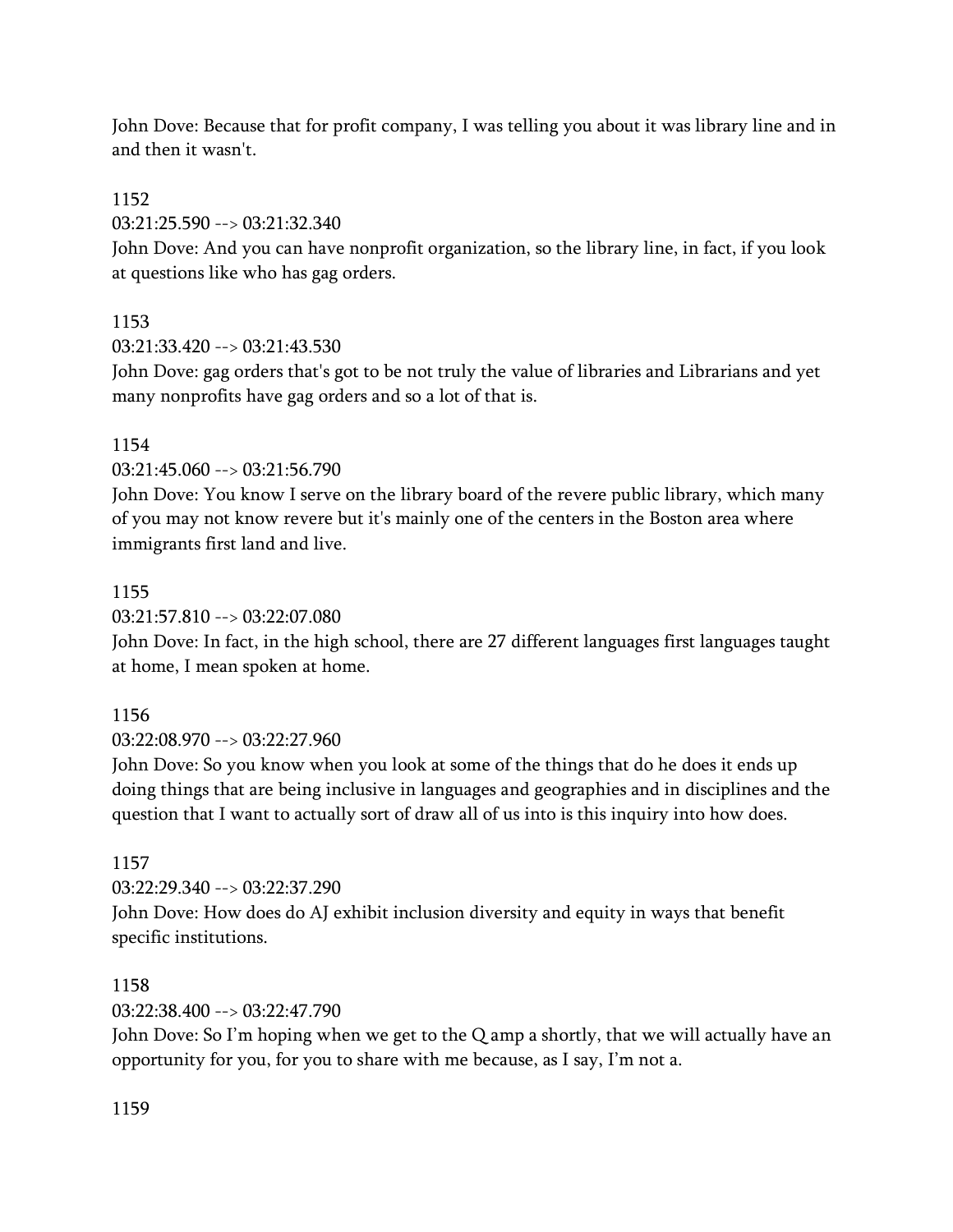John Dove: Because that for profit company, I was telling you about it was library line and in and then it wasn't.

1152

03:21:25.590 --> 03:21:32.340

John Dove: And you can have nonprofit organization, so the library line, in fact, if you look at questions like who has gag orders.

1153

03:21:33.420 --> 03:21:43.530

John Dove: gag orders that's got to be not truly the value of libraries and Librarians and yet many nonprofits have gag orders and so a lot of that is.

1154

03:21:45.060 --> 03:21:56.790

John Dove: You know I serve on the library board of the revere public library, which many of you may not know revere but it's mainly one of the centers in the Boston area where immigrants first land and live.

1155

03:21:57.810 --> 03:22:07.080

John Dove: In fact, in the high school, there are 27 different languages first languages taught at home, I mean spoken at home.

1156

03:22:08.970 --> 03:22:27.960

John Dove: So you know when you look at some of the things that do he does it ends up doing things that are being inclusive in languages and geographies and in disciplines and the question that I want to actually sort of draw all of us into is this inquiry into how does.

1157

03:22:29.340 --> 03:22:37.290

John Dove: How does do AJ exhibit inclusion diversity and equity in ways that benefit specific institutions.

1158

03:22:38.400 --> 03:22:47.790

John Dove: So I'm hoping when we get to the Q amp a shortly, that we will actually have an opportunity for you, for you to share with me because, as I say, I'm not a.

1159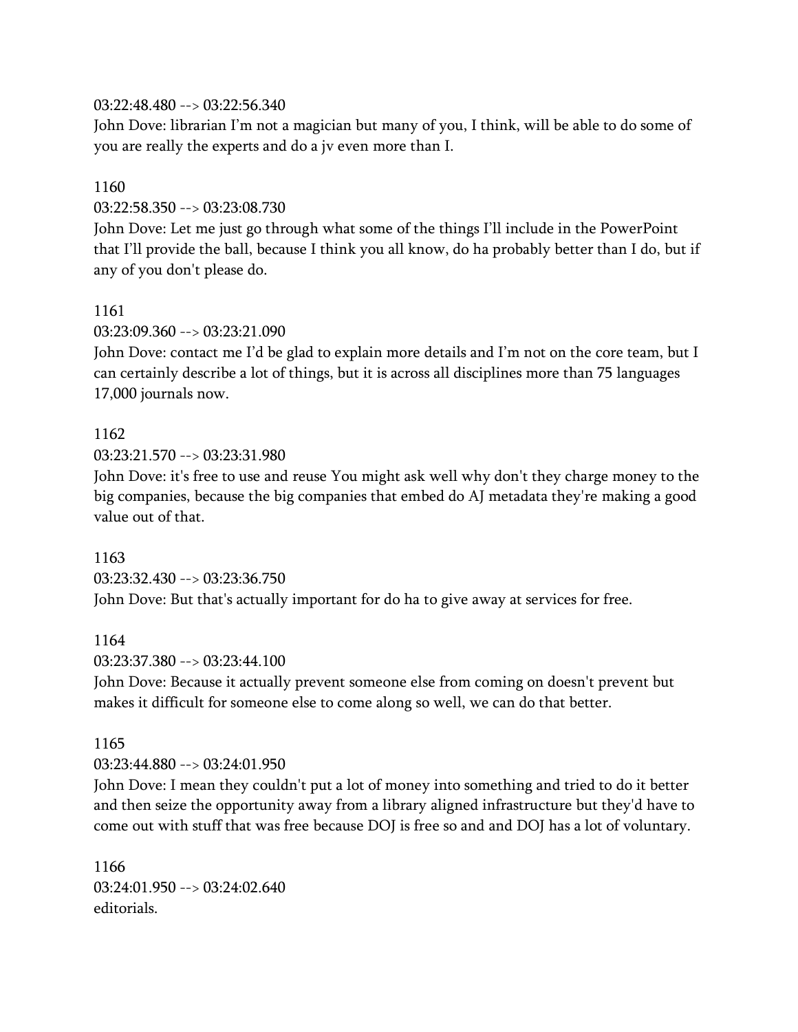03:22:48.480 --> 03:22:56.340
John Dove: librarian I'm not a magician but many of you, I think, will be able to do some of you are really the experts and do a jv even more than I.

1160
03:22:58.350 --> 03:23:08.730
John Dove: Let me just go through what some of the things I'll include in the PowerPoint that I'll provide the ball, because I think you all know, do ha probably better than I do, but if any of you don't please do.

1161
03:23:09.360 --> 03:23:21.090
John Dove: contact me I'd be glad to explain more details and I'm not on the core team, but I can certainly describe a lot of things, but it is across all disciplines more than 75 languages 17,000 journals now.

1162
03:23:21.570 --> 03:23:31.980
John Dove: it's free to use and reuse You might ask well why don't they charge money to the big companies, because the big companies that embed do AJ metadata they're making a good value out of that.

1163
03:23:32.430 --> 03:23:36.750
John Dove: But that's actually important for do ha to give away at services for free.

1164
03:23:37.380 --> 03:23:44.100
John Dove: Because it actually prevent someone else from coming on doesn't prevent but makes it difficult for someone else to come along so well, we can do that better.

1165
03:23:44.880 --> 03:24:01.950
John Dove: I mean they couldn't put a lot of money into something and tried to do it better and then seize the opportunity away from a library aligned infrastructure but they'd have to come out with stuff that was free because DOJ is free so and and DOJ has a lot of voluntary.

1166
03:24:01.950 --> 03:24:02.640
editorials.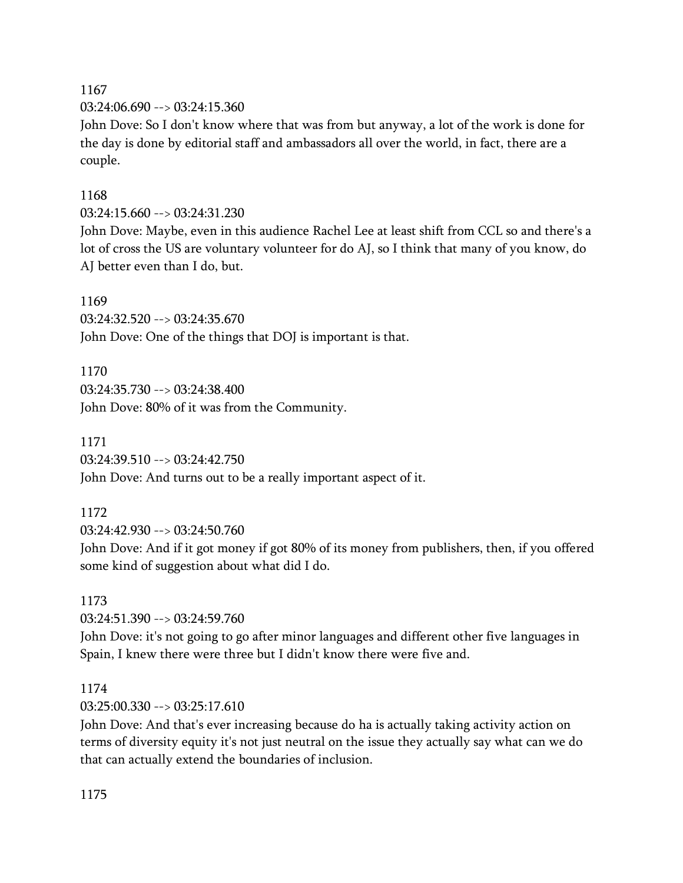1167

03:24:06.690 --> 03:24:15.360

John Dove: So I don't know where that was from but anyway, a lot of the work is done for the day is done by editorial staff and ambassadors all over the world, in fact, there are a couple.

1168

03:24:15.660 --> 03:24:31.230

John Dove: Maybe, even in this audience Rachel Lee at least shift from CCL so and there's a lot of cross the US are voluntary volunteer for do AJ, so I think that many of you know, do AJ better even than I do, but.

1169

03:24:32.520 --> 03:24:35.670

John Dove: One of the things that DOJ is important is that.

1170

03:24:35.730 --> 03:24:38.400

John Dove: 80% of it was from the Community.

1171

03:24:39.510 --> 03:24:42.750

John Dove: And turns out to be a really important aspect of it.

1172

03:24:42.930 --> 03:24:50.760

John Dove: And if it got money if got 80% of its money from publishers, then, if you offered some kind of suggestion about what did I do.

1173

03:24:51.390 --> 03:24:59.760

John Dove: it's not going to go after minor languages and different other five languages in Spain, I knew there were three but I didn't know there were five and.

1174

03:25:00.330 --> 03:25:17.610

John Dove: And that's ever increasing because do ha is actually taking activity action on terms of diversity equity it's not just neutral on the issue they actually say what can we do that can actually extend the boundaries of inclusion.

1175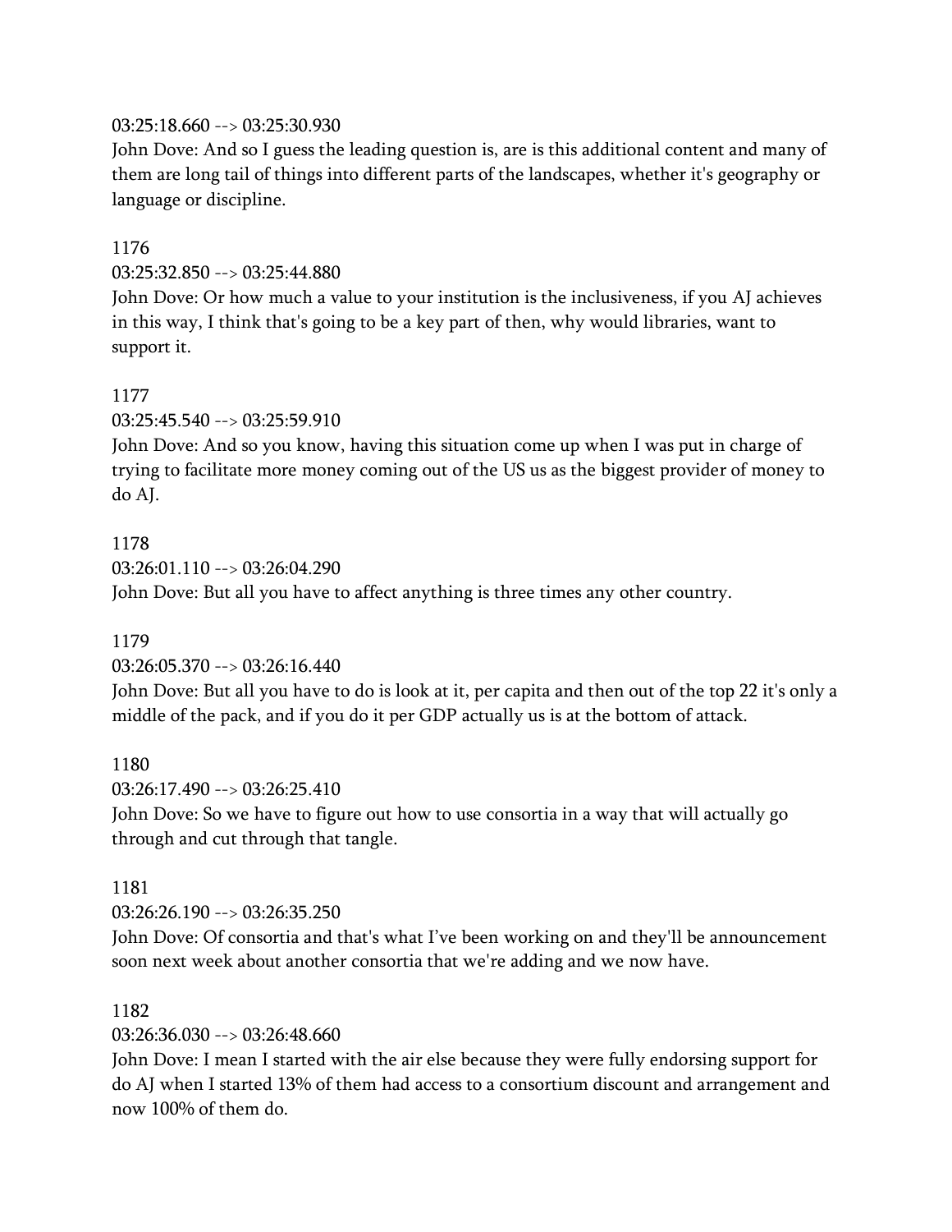03:25:18.660 --> 03:25:30.930
John Dove: And so I guess the leading question is, are is this additional content and many of them are long tail of things into different parts of the landscapes, whether it's geography or language or discipline.

1176
03:25:32.850 --> 03:25:44.880
John Dove: Or how much a value to your institution is the inclusiveness, if you AJ achieves in this way, I think that's going to be a key part of then, why would libraries, want to support it.

1177
03:25:45.540 --> 03:25:59.910
John Dove: And so you know, having this situation come up when I was put in charge of trying to facilitate more money coming out of the US us as the biggest provider of money to do AJ.

1178
03:26:01.110 --> 03:26:04.290
John Dove: But all you have to affect anything is three times any other country.

1179
03:26:05.370 --> 03:26:16.440
John Dove: But all you have to do is look at it, per capita and then out of the top 22 it's only a middle of the pack, and if you do it per GDP actually us is at the bottom of attack.

1180
03:26:17.490 --> 03:26:25.410
John Dove: So we have to figure out how to use consortia in a way that will actually go through and cut through that tangle.

1181
03:26:26.190 --> 03:26:35.250
John Dove: Of consortia and that's what I've been working on and they'll be announcement soon next week about another consortia that we're adding and we now have.

1182
03:26:36.030 --> 03:26:48.660
John Dove: I mean I started with the air else because they were fully endorsing support for do AJ when I started 13% of them had access to a consortium discount and arrangement and now 100% of them do.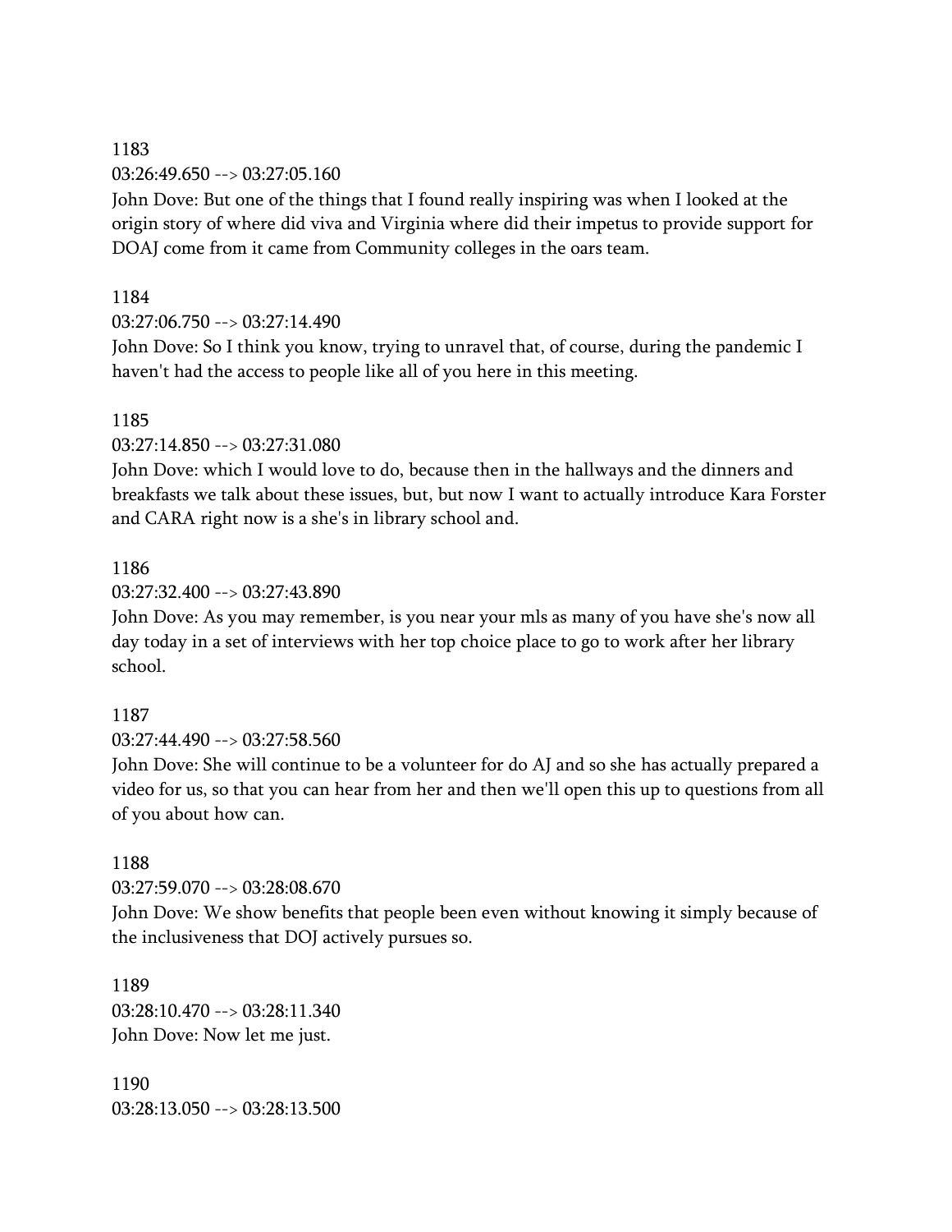1183
03:26:49.650 --> 03:27:05.160
John Dove: But one of the things that I found really inspiring was when I looked at the origin story of where did viva and Virginia where did their impetus to provide support for DOAJ come from it came from Community colleges in the oars team.

1184
03:27:06.750 --> 03:27:14.490
John Dove: So I think you know, trying to unravel that, of course, during the pandemic I haven't had the access to people like all of you here in this meeting.

1185
03:27:14.850 --> 03:27:31.080
John Dove: which I would love to do, because then in the hallways and the dinners and breakfasts we talk about these issues, but, but now I want to actually introduce Kara Forster and CARA right now is a she's in library school and.

1186
03:27:32.400 --> 03:27:43.890
John Dove: As you may remember, is you near your mls as many of you have she's now all day today in a set of interviews with her top choice place to go to work after her library school.

1187
03:27:44.490 --> 03:27:58.560
John Dove: She will continue to be a volunteer for do AJ and so she has actually prepared a video for us, so that you can hear from her and then we'll open this up to questions from all of you about how can.

1188
03:27:59.070 --> 03:28:08.670
John Dove: We show benefits that people been even without knowing it simply because of the inclusiveness that DOJ actively pursues so.

1189
03:28:10.470 --> 03:28:11.340
John Dove: Now let me just.

1190
03:28:13.050 --> 03:28:13.500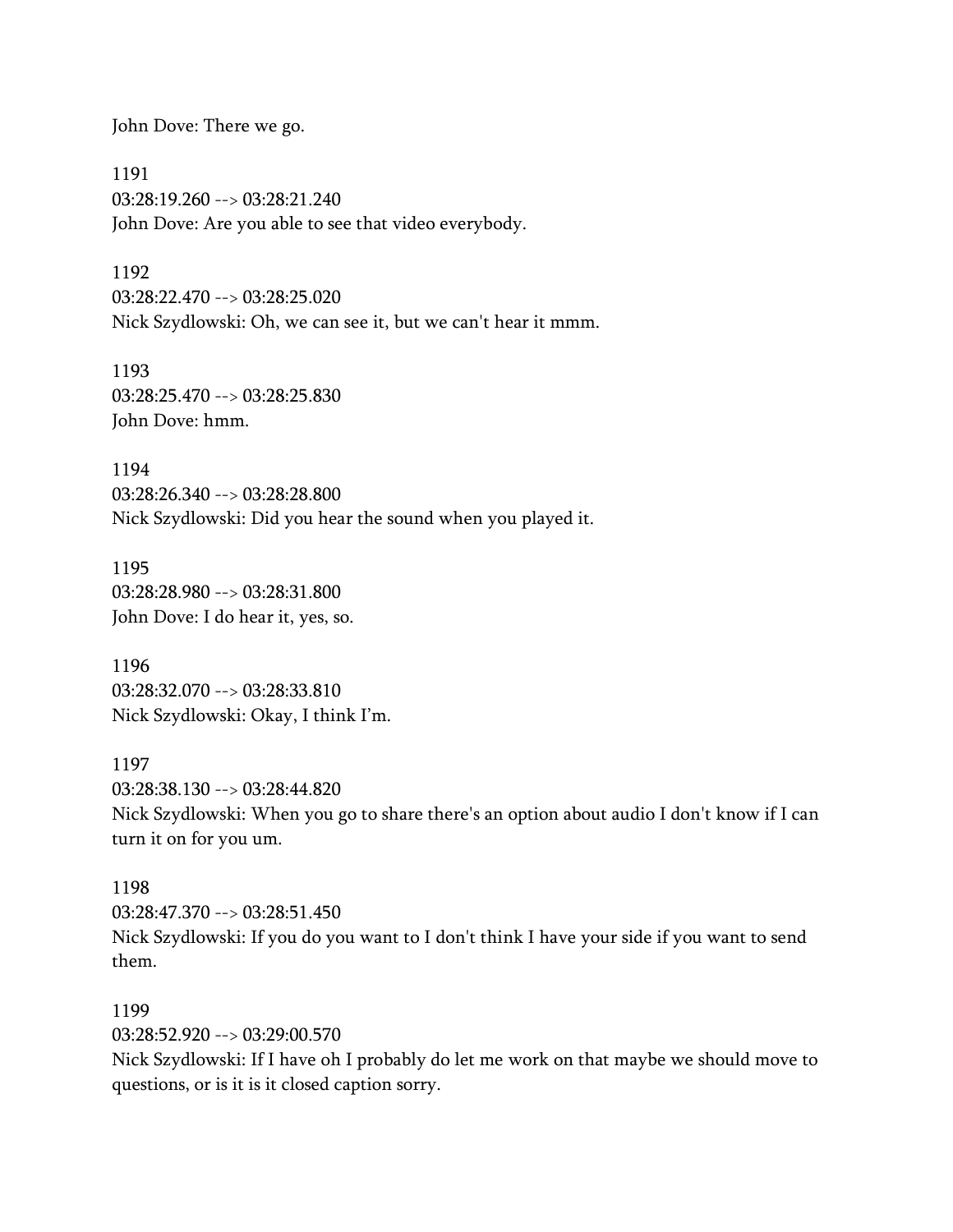John Dove: There we go.

1191
03:28:19.260 --> 03:28:21.240
John Dove: Are you able to see that video everybody.

1192
03:28:22.470 --> 03:28:25.020
Nick Szydlowski: Oh, we can see it, but we can't hear it mmm.

1193
03:28:25.470 --> 03:28:25.830
John Dove: hmm.

1194
03:28:26.340 --> 03:28:28.800
Nick Szydlowski: Did you hear the sound when you played it.

1195
03:28:28.980 --> 03:28:31.800
John Dove: I do hear it, yes, so.

1196
03:28:32.070 --> 03:28:33.810
Nick Szydlowski: Okay, I think I'm.

1197
03:28:38.130 --> 03:28:44.820
Nick Szydlowski: When you go to share there's an option about audio I don't know if I can turn it on for you um.

1198
03:28:47.370 --> 03:28:51.450
Nick Szydlowski: If you do you want to I don't think I have your side if you want to send them.

1199
03:28:52.920 --> 03:29:00.570
Nick Szydlowski: If I have oh I probably do let me work on that maybe we should move to questions, or is it is it closed caption sorry.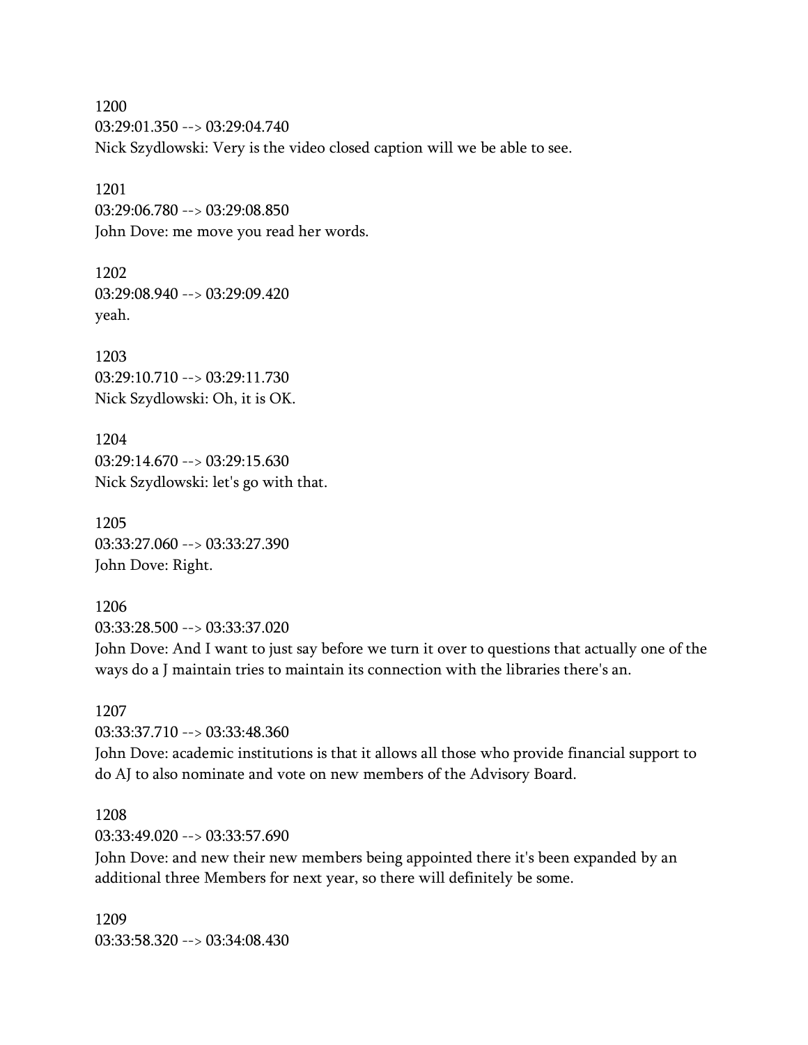1200
03:29:01.350 --> 03:29:04.740
Nick Szydlowski: Very is the video closed caption will we be able to see.

1201
03:29:06.780 --> 03:29:08.850
John Dove: me move you read her words.

1202
03:29:08.940 --> 03:29:09.420
yeah.

1203
03:29:10.710 --> 03:29:11.730
Nick Szydlowski: Oh, it is OK.

1204
03:29:14.670 --> 03:29:15.630
Nick Szydlowski: let's go with that.

1205
03:33:27.060 --> 03:33:27.390
John Dove: Right.

1206
03:33:28.500 --> 03:33:37.020
John Dove: And I want to just say before we turn it over to questions that actually one of the ways do a J maintain tries to maintain its connection with the libraries there's an.

1207
03:33:37.710 --> 03:33:48.360
John Dove: academic institutions is that it allows all those who provide financial support to do AJ to also nominate and vote on new members of the Advisory Board.

1208
03:33:49.020 --> 03:33:57.690
John Dove: and new their new members being appointed there it's been expanded by an additional three Members for next year, so there will definitely be some.

1209
03:33:58.320 --> 03:34:08.430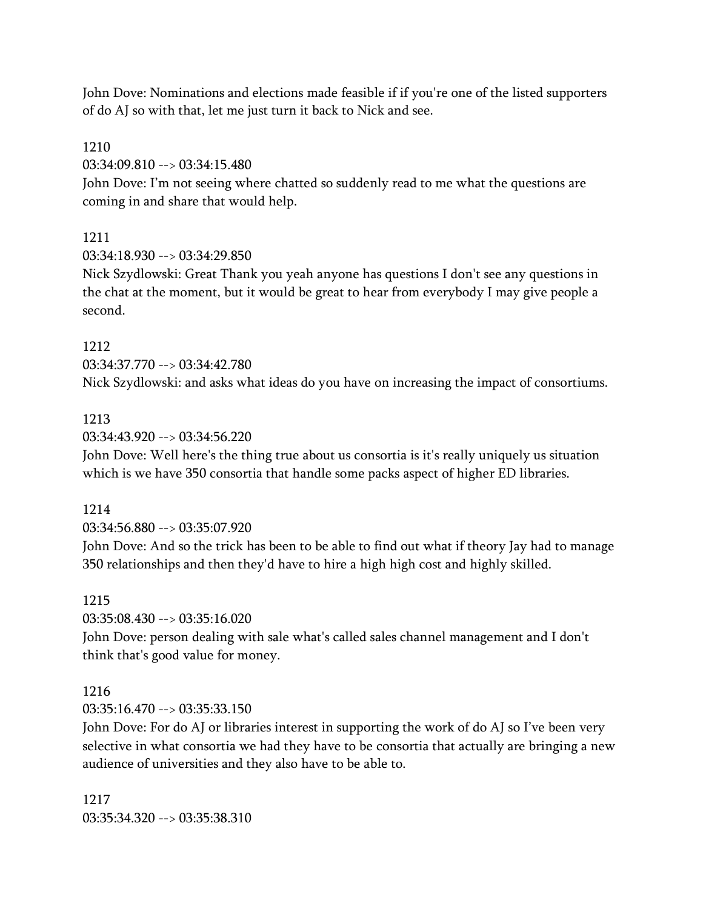John Dove: Nominations and elections made feasible if if you're one of the listed supporters of do AJ so with that, let me just turn it back to Nick and see.

1210
03:34:09.810 --> 03:34:15.480
John Dove: I'm not seeing where chatted so suddenly read to me what the questions are coming in and share that would help.

1211
03:34:18.930 --> 03:34:29.850
Nick Szydlowski: Great Thank you yeah anyone has questions I don't see any questions in the chat at the moment, but it would be great to hear from everybody I may give people a second.

1212
03:34:37.770 --> 03:34:42.780
Nick Szydlowski: and asks what ideas do you have on increasing the impact of consortiums.

1213
03:34:43.920 --> 03:34:56.220
John Dove: Well here's the thing true about us consortia is it's really uniquely us situation which is we have 350 consortia that handle some packs aspect of higher ED libraries.

1214
03:34:56.880 --> 03:35:07.920
John Dove: And so the trick has been to be able to find out what if theory Jay had to manage 350 relationships and then they'd have to hire a high high cost and highly skilled.

1215
03:35:08.430 --> 03:35:16.020
John Dove: person dealing with sale what's called sales channel management and I don't think that's good value for money.

1216
03:35:16.470 --> 03:35:33.150
John Dove: For do AJ or libraries interest in supporting the work of do AJ so I've been very selective in what consortia we had they have to be consortia that actually are bringing a new audience of universities and they also have to be able to.

1217
03:35:34.320 --> 03:35:38.310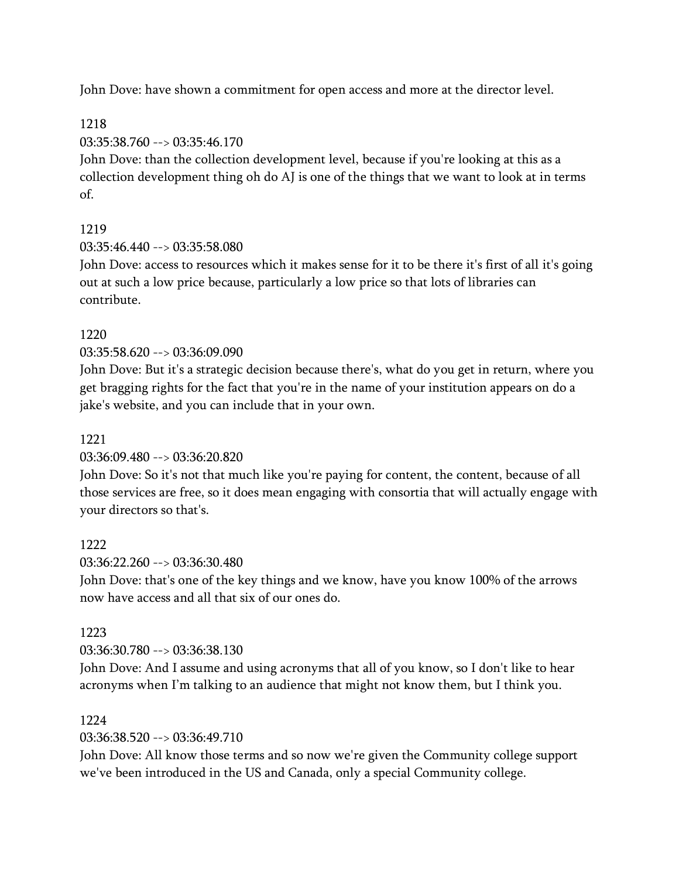John Dove: have shown a commitment for open access and more at the director level.

1218
03:35:38.760 --> 03:35:46.170
John Dove: than the collection development level, because if you're looking at this as a collection development thing oh do AJ is one of the things that we want to look at in terms of.

1219
03:35:46.440 --> 03:35:58.080
John Dove: access to resources which it makes sense for it to be there it's first of all it's going out at such a low price because, particularly a low price so that lots of libraries can contribute.

1220
03:35:58.620 --> 03:36:09.090
John Dove: But it's a strategic decision because there's, what do you get in return, where you get bragging rights for the fact that you're in the name of your institution appears on do a jake's website, and you can include that in your own.

1221
03:36:09.480 --> 03:36:20.820
John Dove: So it's not that much like you're paying for content, the content, because of all those services are free, so it does mean engaging with consortia that will actually engage with your directors so that's.

1222
03:36:22.260 --> 03:36:30.480
John Dove: that's one of the key things and we know, have you know 100% of the arrows now have access and all that six of our ones do.

1223
03:36:30.780 --> 03:36:38.130
John Dove: And I assume and using acronyms that all of you know, so I don't like to hear acronyms when I'm talking to an audience that might not know them, but I think you.

1224
03:36:38.520 --> 03:36:49.710
John Dove: All know those terms and so now we're given the Community college support we've been introduced in the US and Canada, only a special Community college.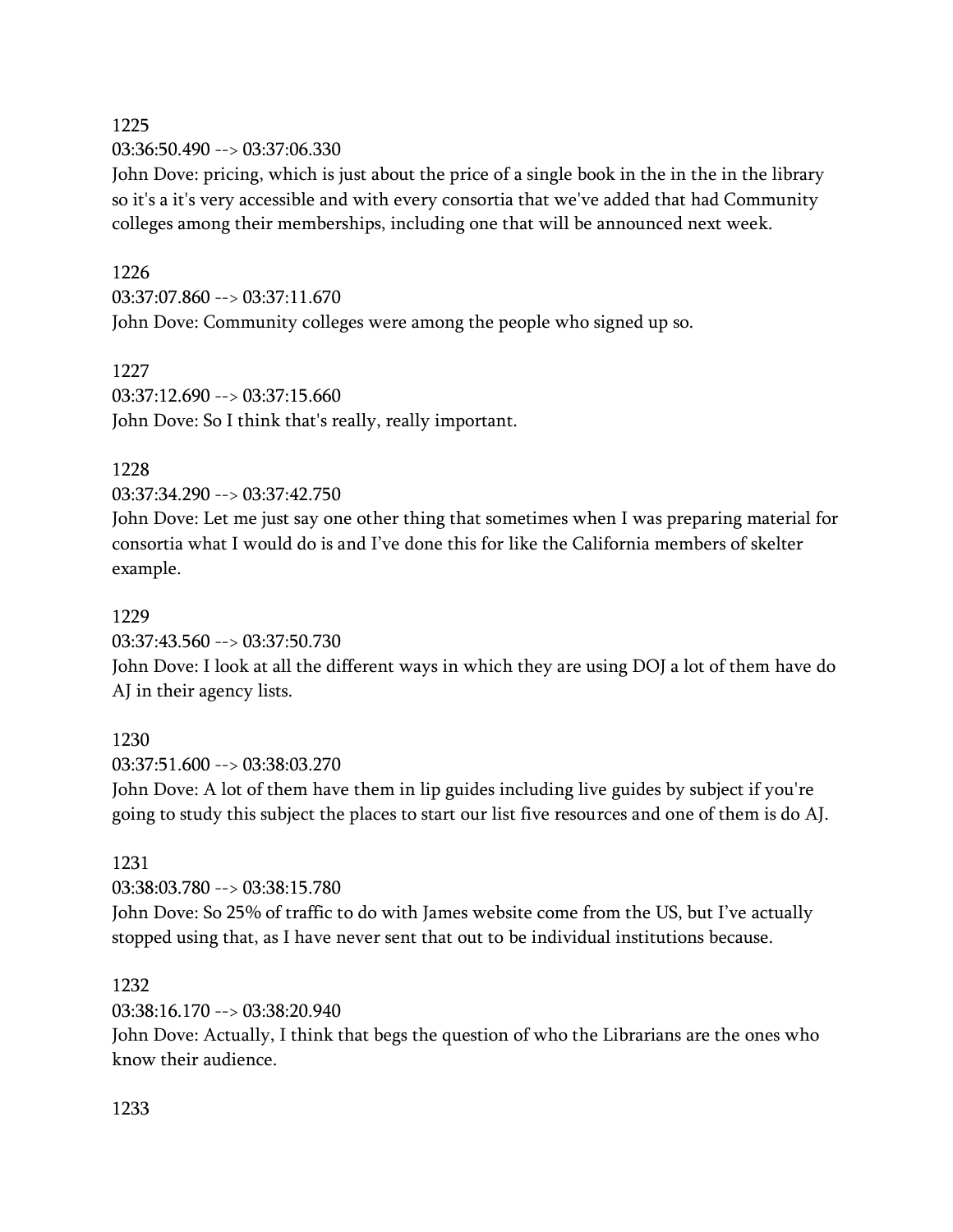1225

03:36:50.490 --> 03:37:06.330

John Dove: pricing, which is just about the price of a single book in the in the in the library so it's a it's very accessible and with every consortia that we've added that had Community colleges among their memberships, including one that will be announced next week.

1226

03:37:07.860 --> 03:37:11.670

John Dove: Community colleges were among the people who signed up so.

1227

03:37:12.690 --> 03:37:15.660

John Dove: So I think that's really, really important.

1228

03:37:34.290 --> 03:37:42.750

John Dove: Let me just say one other thing that sometimes when I was preparing material for consortia what I would do is and I've done this for like the California members of skelter example.

1229

03:37:43.560 --> 03:37:50.730

John Dove: I look at all the different ways in which they are using DOJ a lot of them have do AJ in their agency lists.

1230

03:37:51.600 --> 03:38:03.270

John Dove: A lot of them have them in lip guides including live guides by subject if you're going to study this subject the places to start our list five resources and one of them is do AJ.

1231

03:38:03.780 --> 03:38:15.780

John Dove: So 25% of traffic to do with James website come from the US, but I've actually stopped using that, as I have never sent that out to be individual institutions because.

1232

03:38:16.170 --> 03:38:20.940

John Dove: Actually, I think that begs the question of who the Librarians are the ones who know their audience.

1233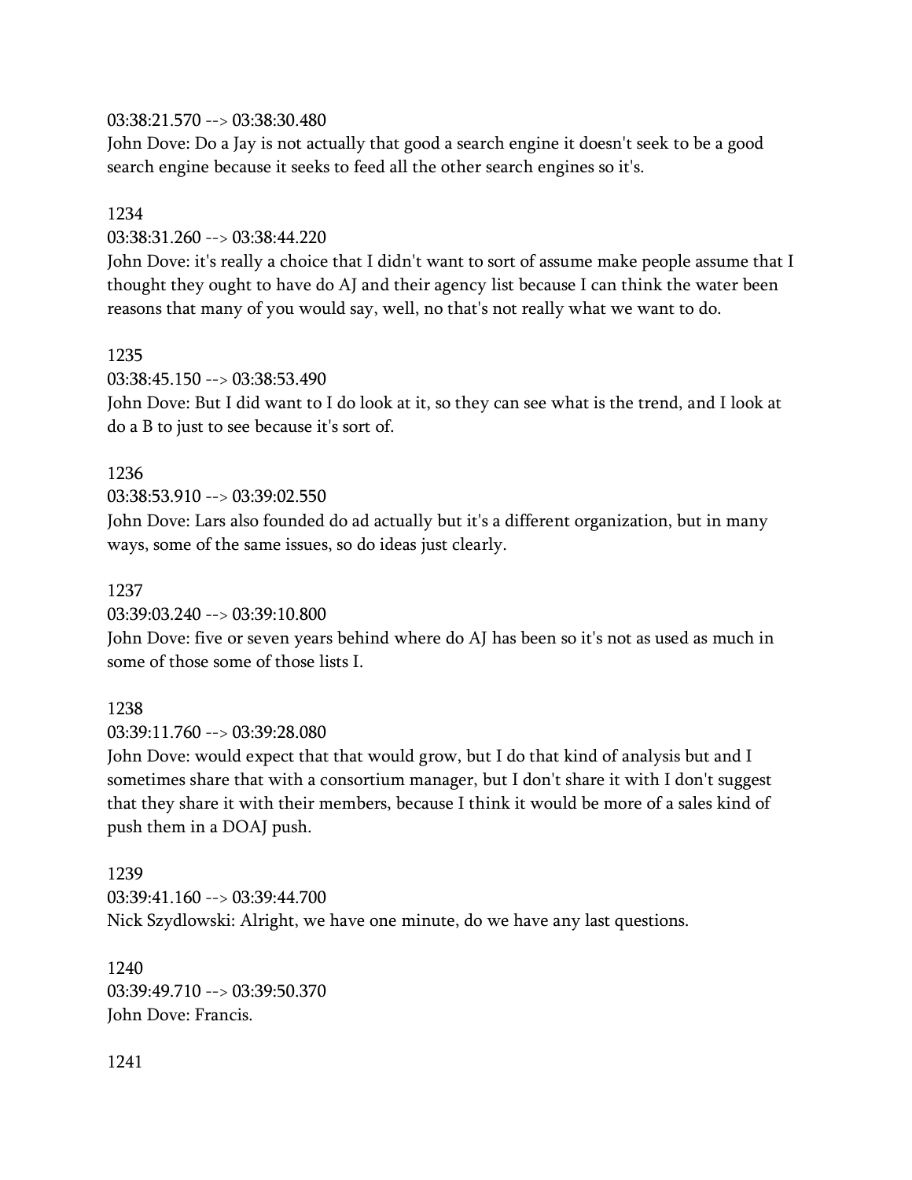03:38:21.570 --> 03:38:30.480
John Dove: Do a Jay is not actually that good a search engine it doesn't seek to be a good search engine because it seeks to feed all the other search engines so it's.

1234
03:38:31.260 --> 03:38:44.220
John Dove: it's really a choice that I didn't want to sort of assume make people assume that I thought they ought to have do AJ and their agency list because I can think the water been reasons that many of you would say, well, no that's not really what we want to do.

1235
03:38:45.150 --> 03:38:53.490
John Dove: But I did want to I do look at it, so they can see what is the trend, and I look at do a B to just to see because it's sort of.

1236
03:38:53.910 --> 03:39:02.550
John Dove: Lars also founded do ad actually but it's a different organization, but in many ways, some of the same issues, so do ideas just clearly.

1237
03:39:03.240 --> 03:39:10.800
John Dove: five or seven years behind where do AJ has been so it's not as used as much in some of those some of those lists I.

1238
03:39:11.760 --> 03:39:28.080
John Dove: would expect that that would grow, but I do that kind of analysis but and I sometimes share that with a consortium manager, but I don't share it with I don't suggest that they share it with their members, because I think it would be more of a sales kind of push them in a DOAJ push.

1239
03:39:41.160 --> 03:39:44.700
Nick Szydlowski: Alright, we have one minute, do we have any last questions.

1240
03:39:49.710 --> 03:39:50.370
John Dove: Francis.

1241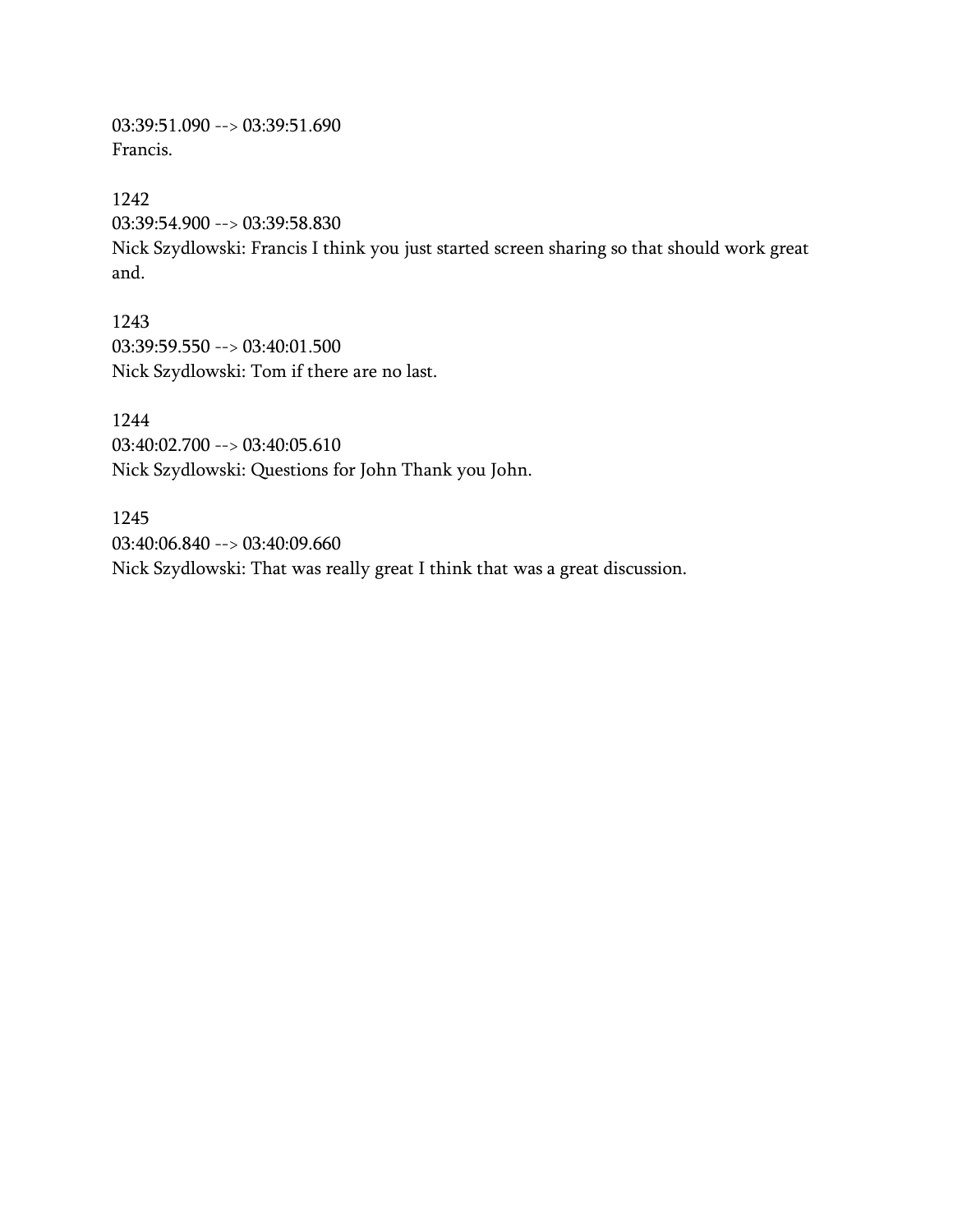03:39:51.090 --> 03:39:51.690
Francis.

1242
03:39:54.900 --> 03:39:58.830
Nick Szydlowski: Francis I think you just started screen sharing so that should work great and.

1243
03:39:59.550 --> 03:40:01.500
Nick Szydlowski: Tom if there are no last.

1244
03:40:02.700 --> 03:40:05.610
Nick Szydlowski: Questions for John Thank you John.

1245
03:40:06.840 --> 03:40:09.660
Nick Szydlowski: That was really great I think that was a great discussion.